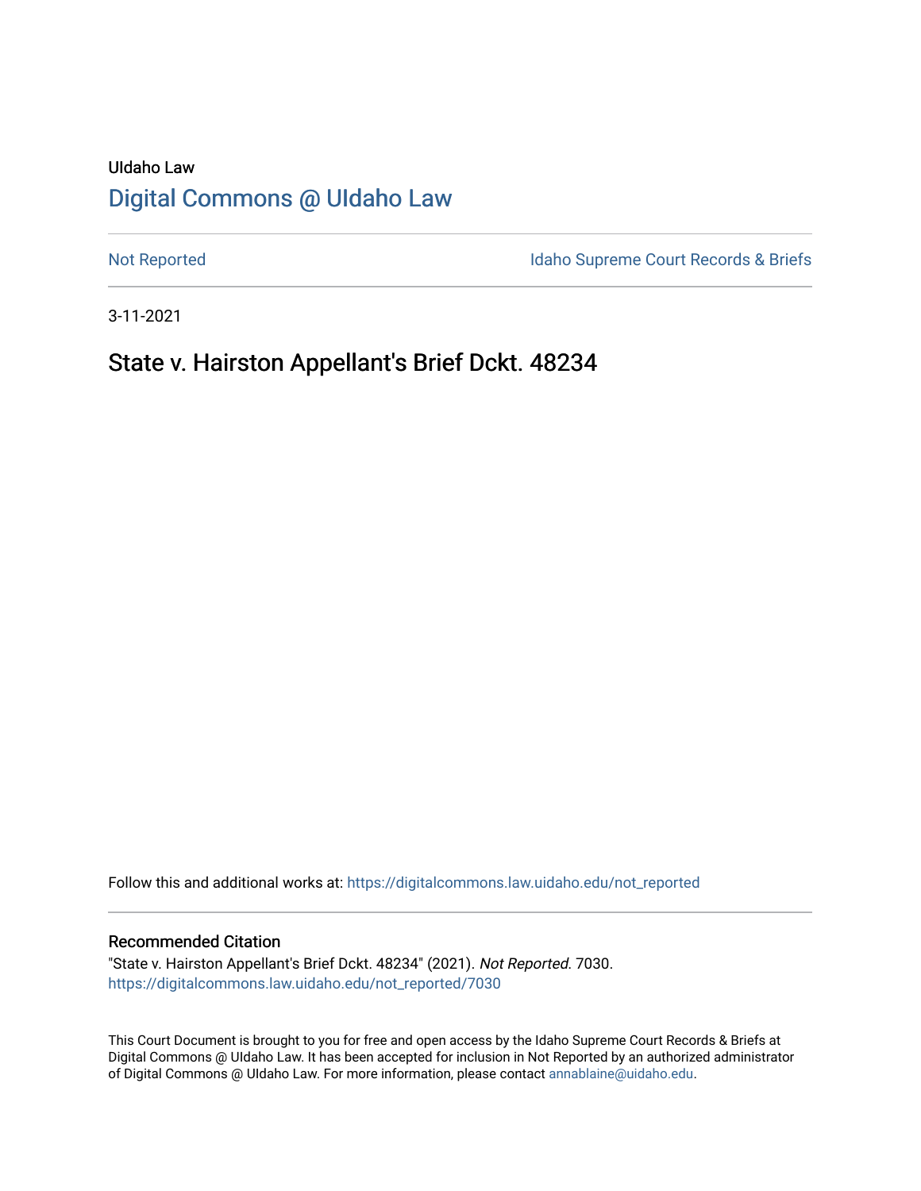UIdaho Law

# Digital Commons @ UIdaho Law

Not Reported

Idaho Supreme Court Records & Briefs

3-11-2021

## State v. Hairston Appellant's Brief Dckt. 48234

Follow this and additional works at: https://digitalcommons.law.uidaho.edu/not_reported

### Recommended Citation

"State v. Hairston Appellant's Brief Dckt. 48234" (2021). *Not Reported*. 7030.
https://digitalcommons.law.uidaho.edu/not_reported/7030

This Court Document is brought to you for free and open access by the Idaho Supreme Court Records & Briefs at Digital Commons @ UIdaho Law. It has been accepted for inclusion in Not Reported by an authorized administrator of Digital Commons @ UIdaho Law. For more information, please contact annablaine@uidaho.edu.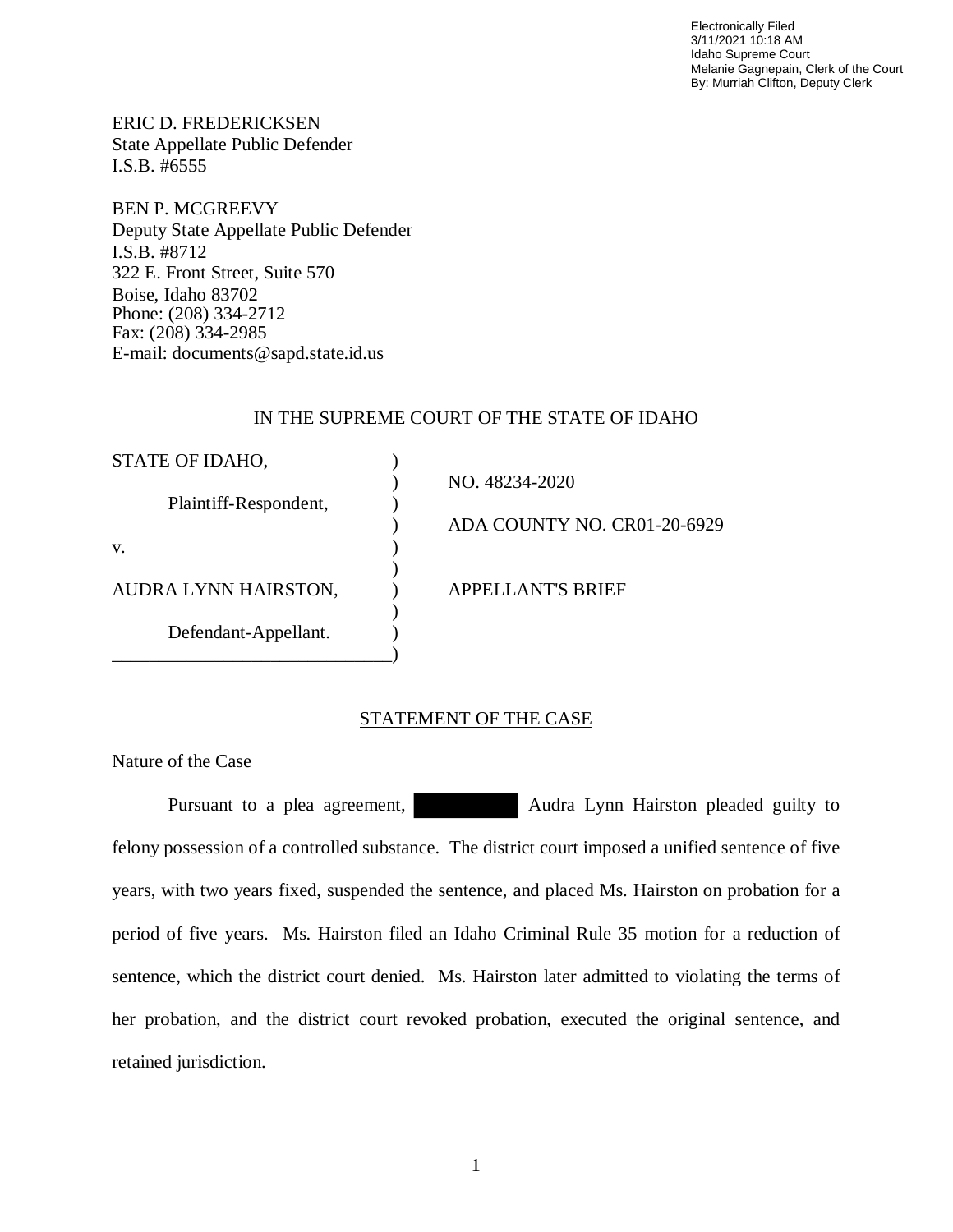Electronically Filed
3/11/2021 10:18 AM
Idaho Supreme Court
Melanie Gagnepain, Clerk of the Court
By: Murriah Clifton, Deputy Clerk

ERIC D. FREDERICKSEN
State Appellate Public Defender
I.S.B. #6555

BEN P. MCGREEVY
Deputy State Appellate Public Defender
I.S.B. #8712
322 E. Front Street, Suite 570
Boise, Idaho 83702
Phone: (208) 334-2712
Fax: (208) 334-2985
E-mail: documents@sapd.state.id.us

IN THE SUPREME COURT OF THE STATE OF IDAHO

| | | |
|---|---|---|
| STATE OF IDAHO, | ) | |
| | ) | NO. 48234-2020 |
| Plaintiff-Respondent, | ) | |
| | ) | ADA COUNTY NO. CR01-20-6929 |
| v. | ) | |
| | ) | |
| AUDRA LYNN HAIRSTON, | ) | APPELLANT'S BRIEF |
| | ) | |
| Defendant-Appellant. | ) | |
| ______________________________ | ) | |

## STATEMENT OF THE CASE

### Nature of the Case

Pursuant to a plea agreement, ██████████ Audra Lynn Hairston pleaded guilty to felony possession of a controlled substance. The district court imposed a unified sentence of five years, with two years fixed, suspended the sentence, and placed Ms. Hairston on probation for a period of five years. Ms. Hairston filed an Idaho Criminal Rule 35 motion for a reduction of sentence, which the district court denied. Ms. Hairston later admitted to violating the terms of her probation, and the district court revoked probation, executed the original sentence, and retained jurisdiction.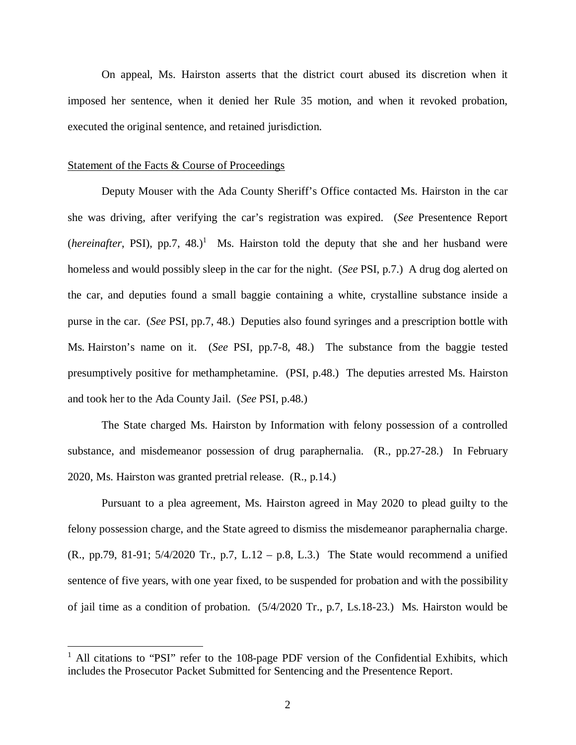On appeal, Ms. Hairston asserts that the district court abused its discretion when it imposed her sentence, when it denied her Rule 35 motion, and when it revoked probation, executed the original sentence, and retained jurisdiction.

Statement of the Facts & Course of Proceedings

Deputy Mouser with the Ada County Sheriff's Office contacted Ms. Hairston in the car she was driving, after verifying the car's registration was expired. (*See* Presentence Report (*hereinafter*, PSI), pp.7, 48.)[1] Ms. Hairston told the deputy that she and her husband were homeless and would possibly sleep in the car for the night. (*See* PSI, p.7.) A drug dog alerted on the car, and deputies found a small baggie containing a white, crystalline substance inside a purse in the car. (*See* PSI, pp.7, 48.) Deputies also found syringes and a prescription bottle with Ms. Hairston's name on it. (*See* PSI, pp.7-8, 48.) The substance from the baggie tested presumptively positive for methamphetamine. (PSI, p.48.) The deputies arrested Ms. Hairston and took her to the Ada County Jail. (*See* PSI, p.48.)

The State charged Ms. Hairston by Information with felony possession of a controlled substance, and misdemeanor possession of drug paraphernalia. (R., pp.27-28.) In February 2020, Ms. Hairston was granted pretrial release. (R., p.14.)

Pursuant to a plea agreement, Ms. Hairston agreed in May 2020 to plead guilty to the felony possession charge, and the State agreed to dismiss the misdemeanor paraphernalia charge. (R., pp.79, 81-91; 5/4/2020 Tr., p.7, L.12 – p.8, L.3.) The State would recommend a unified sentence of five years, with one year fixed, to be suspended for probation and with the possibility of jail time as a condition of probation. (5/4/2020 Tr., p.7, Ls.18-23.) Ms. Hairston would be

[1] All citations to "PSI" refer to the 108-page PDF version of the Confidential Exhibits, which includes the Prosecutor Packet Submitted for Sentencing and the Presentence Report.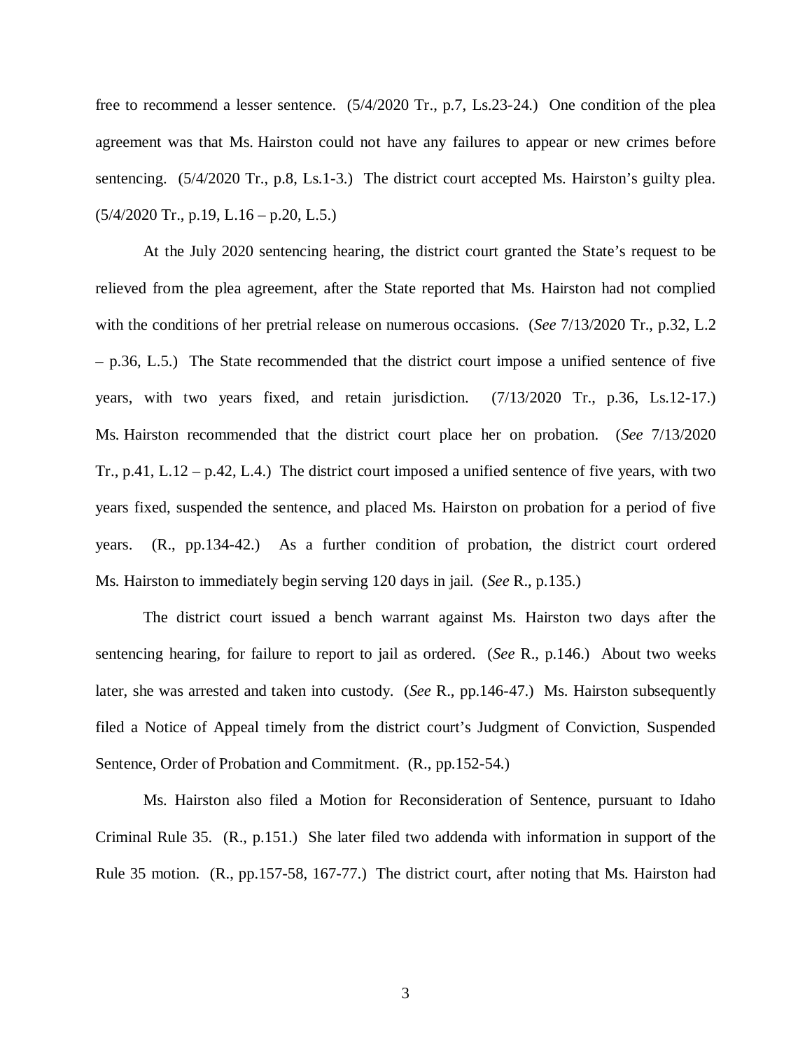free to recommend a lesser sentence. (5/4/2020 Tr., p.7, Ls.23-24.) One condition of the plea agreement was that Ms. Hairston could not have any failures to appear or new crimes before sentencing. (5/4/2020 Tr., p.8, Ls.1-3.) The district court accepted Ms. Hairston's guilty plea. (5/4/2020 Tr., p.19, L.16 – p.20, L.5.)

At the July 2020 sentencing hearing, the district court granted the State's request to be relieved from the plea agreement, after the State reported that Ms. Hairston had not complied with the conditions of her pretrial release on numerous occasions. (*See* 7/13/2020 Tr., p.32, L.2 – p.36, L.5.) The State recommended that the district court impose a unified sentence of five years, with two years fixed, and retain jurisdiction. (7/13/2020 Tr., p.36, Ls.12-17.) Ms. Hairston recommended that the district court place her on probation. (*See* 7/13/2020 Tr., p.41, L.12 – p.42, L.4.) The district court imposed a unified sentence of five years, with two years fixed, suspended the sentence, and placed Ms. Hairston on probation for a period of five years. (R., pp.134-42.) As a further condition of probation, the district court ordered Ms. Hairston to immediately begin serving 120 days in jail. (*See* R., p.135.)

The district court issued a bench warrant against Ms. Hairston two days after the sentencing hearing, for failure to report to jail as ordered. (*See* R., p.146.) About two weeks later, she was arrested and taken into custody. (*See* R., pp.146-47.) Ms. Hairston subsequently filed a Notice of Appeal timely from the district court's Judgment of Conviction, Suspended Sentence, Order of Probation and Commitment. (R., pp.152-54.)

Ms. Hairston also filed a Motion for Reconsideration of Sentence, pursuant to Idaho Criminal Rule 35. (R., p.151.) She later filed two addenda with information in support of the Rule 35 motion. (R., pp.157-58, 167-77.) The district court, after noting that Ms. Hairston had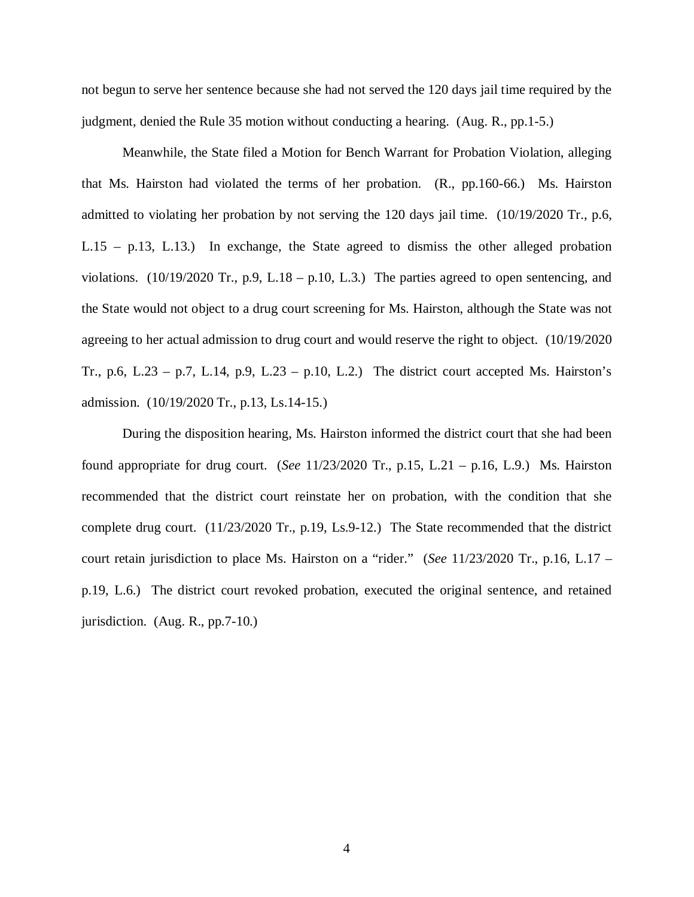not begun to serve her sentence because she had not served the 120 days jail time required by the judgment, denied the Rule 35 motion without conducting a hearing. (Aug. R., pp.1-5.)

Meanwhile, the State filed a Motion for Bench Warrant for Probation Violation, alleging that Ms. Hairston had violated the terms of her probation. (R., pp.160-66.) Ms. Hairston admitted to violating her probation by not serving the 120 days jail time. (10/19/2020 Tr., p.6, L.15 – p.13, L.13.) In exchange, the State agreed to dismiss the other alleged probation violations. (10/19/2020 Tr., p.9, L.18 – p.10, L.3.) The parties agreed to open sentencing, and the State would not object to a drug court screening for Ms. Hairston, although the State was not agreeing to her actual admission to drug court and would reserve the right to object. (10/19/2020 Tr., p.6, L.23 – p.7, L.14, p.9, L.23 – p.10, L.2.) The district court accepted Ms. Hairston's admission. (10/19/2020 Tr., p.13, Ls.14-15.)

During the disposition hearing, Ms. Hairston informed the district court that she had been found appropriate for drug court. (*See* 11/23/2020 Tr., p.15, L.21 – p.16, L.9.) Ms. Hairston recommended that the district court reinstate her on probation, with the condition that she complete drug court. (11/23/2020 Tr., p.19, Ls.9-12.) The State recommended that the district court retain jurisdiction to place Ms. Hairston on a "rider." (*See* 11/23/2020 Tr., p.16, L.17 – p.19, L.6.) The district court revoked probation, executed the original sentence, and retained jurisdiction. (Aug. R., pp.7-10.)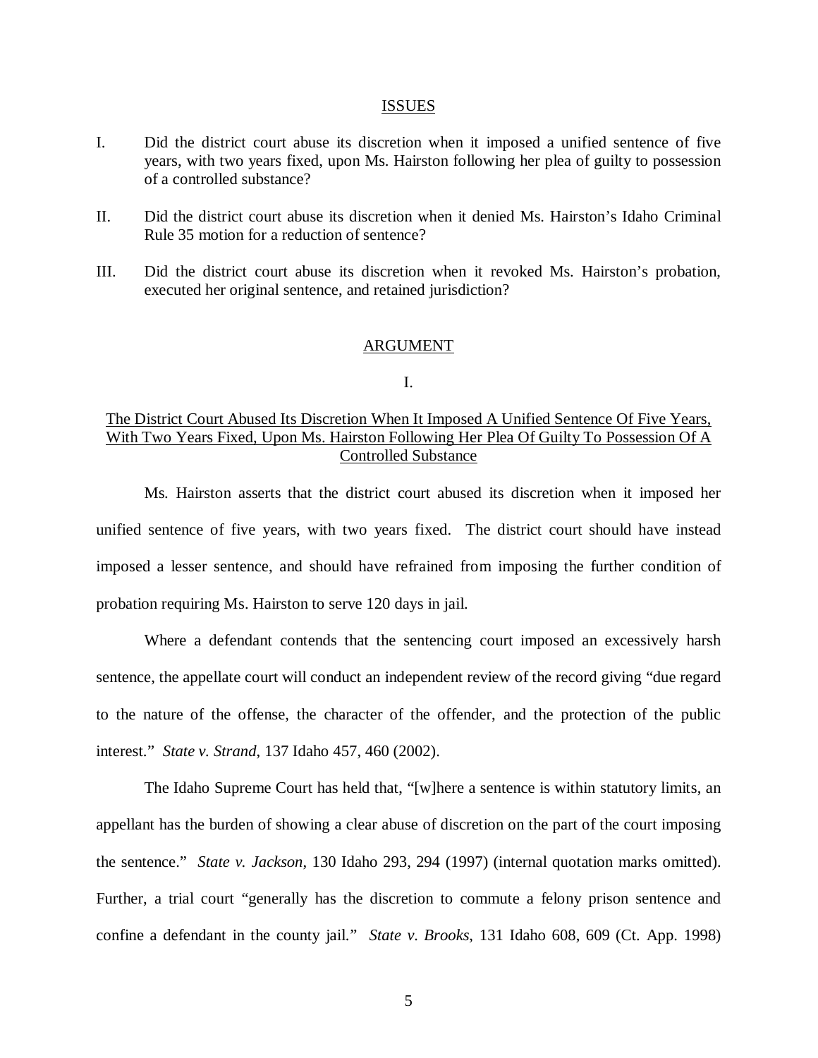## ISSUES

I. Did the district court abuse its discretion when it imposed a unified sentence of five years, with two years fixed, upon Ms. Hairston following her plea of guilty to possession of a controlled substance?

II. Did the district court abuse its discretion when it denied Ms. Hairston's Idaho Criminal Rule 35 motion for a reduction of sentence?

III. Did the district court abuse its discretion when it revoked Ms. Hairston's probation, executed her original sentence, and retained jurisdiction?

## ARGUMENT

### I.

### The District Court Abused Its Discretion When It Imposed A Unified Sentence Of Five Years, With Two Years Fixed, Upon Ms. Hairston Following Her Plea Of Guilty To Possession Of A Controlled Substance

Ms. Hairston asserts that the district court abused its discretion when it imposed her unified sentence of five years, with two years fixed. The district court should have instead imposed a lesser sentence, and should have refrained from imposing the further condition of probation requiring Ms. Hairston to serve 120 days in jail.

Where a defendant contends that the sentencing court imposed an excessively harsh sentence, the appellate court will conduct an independent review of the record giving "due regard to the nature of the offense, the character of the offender, and the protection of the public interest." *State v. Strand*, 137 Idaho 457, 460 (2002).

The Idaho Supreme Court has held that, "[w]here a sentence is within statutory limits, an appellant has the burden of showing a clear abuse of discretion on the part of the court imposing the sentence." *State v. Jackson*, 130 Idaho 293, 294 (1997) (internal quotation marks omitted). Further, a trial court "generally has the discretion to commute a felony prison sentence and confine a defendant in the county jail." *State v. Brooks*, 131 Idaho 608, 609 (Ct. App. 1998)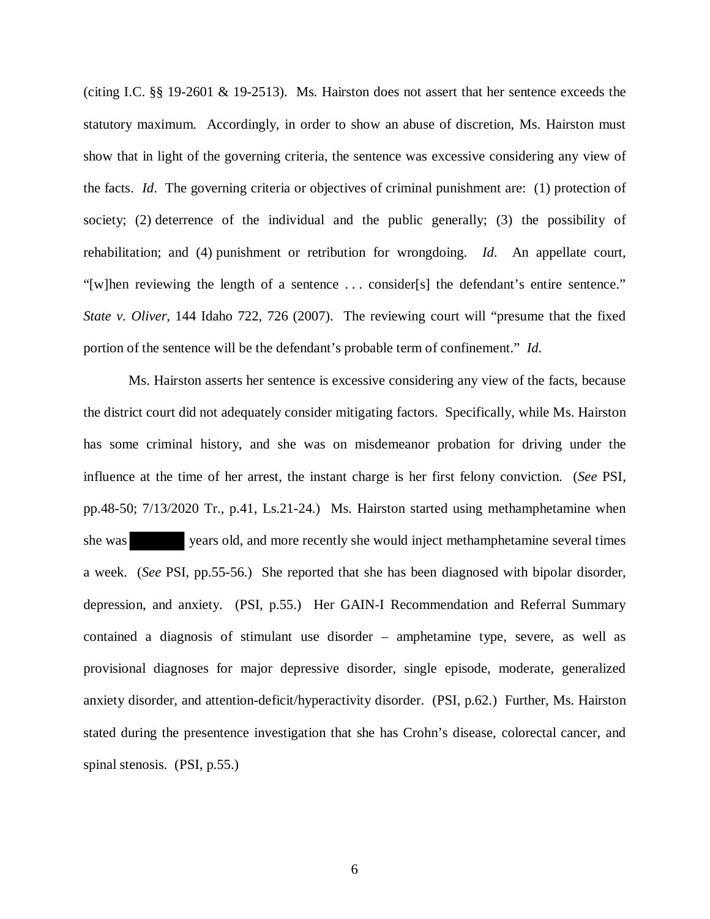(citing I.C. §§ 19-2601 & 19-2513). Ms. Hairston does not assert that her sentence exceeds the statutory maximum. Accordingly, in order to show an abuse of discretion, Ms. Hairston must show that in light of the governing criteria, the sentence was excessive considering any view of the facts. *Id*. The governing criteria or objectives of criminal punishment are: (1) protection of society; (2) deterrence of the individual and the public generally; (3) the possibility of rehabilitation; and (4) punishment or retribution for wrongdoing. *Id*. An appellate court, "[w]hen reviewing the length of a sentence . . . consider[s] the defendant's entire sentence." *State v. Oliver*, 144 Idaho 722, 726 (2007). The reviewing court will "presume that the fixed portion of the sentence will be the defendant's probable term of confinement." *Id.*

Ms. Hairston asserts her sentence is excessive considering any view of the facts, because the district court did not adequately consider mitigating factors. Specifically, while Ms. Hairston has some criminal history, and she was on misdemeanor probation for driving under the influence at the time of her arrest, the instant charge is her first felony conviction. (*See* PSI, pp.48-50; 7/13/2020 Tr., p.41, Ls.21-24.) Ms. Hairston started using methamphetamine when she was [REDACTED] years old, and more recently she would inject methamphetamine several times a week. (*See* PSI, pp.55-56.) She reported that she has been diagnosed with bipolar disorder, depression, and anxiety. (PSI, p.55.) Her GAIN-I Recommendation and Referral Summary contained a diagnosis of stimulant use disorder – amphetamine type, severe, as well as provisional diagnoses for major depressive disorder, single episode, moderate, generalized anxiety disorder, and attention-deficit/hyperactivity disorder. (PSI, p.62.) Further, Ms. Hairston stated during the presentence investigation that she has Crohn's disease, colorectal cancer, and spinal stenosis. (PSI, p.55.)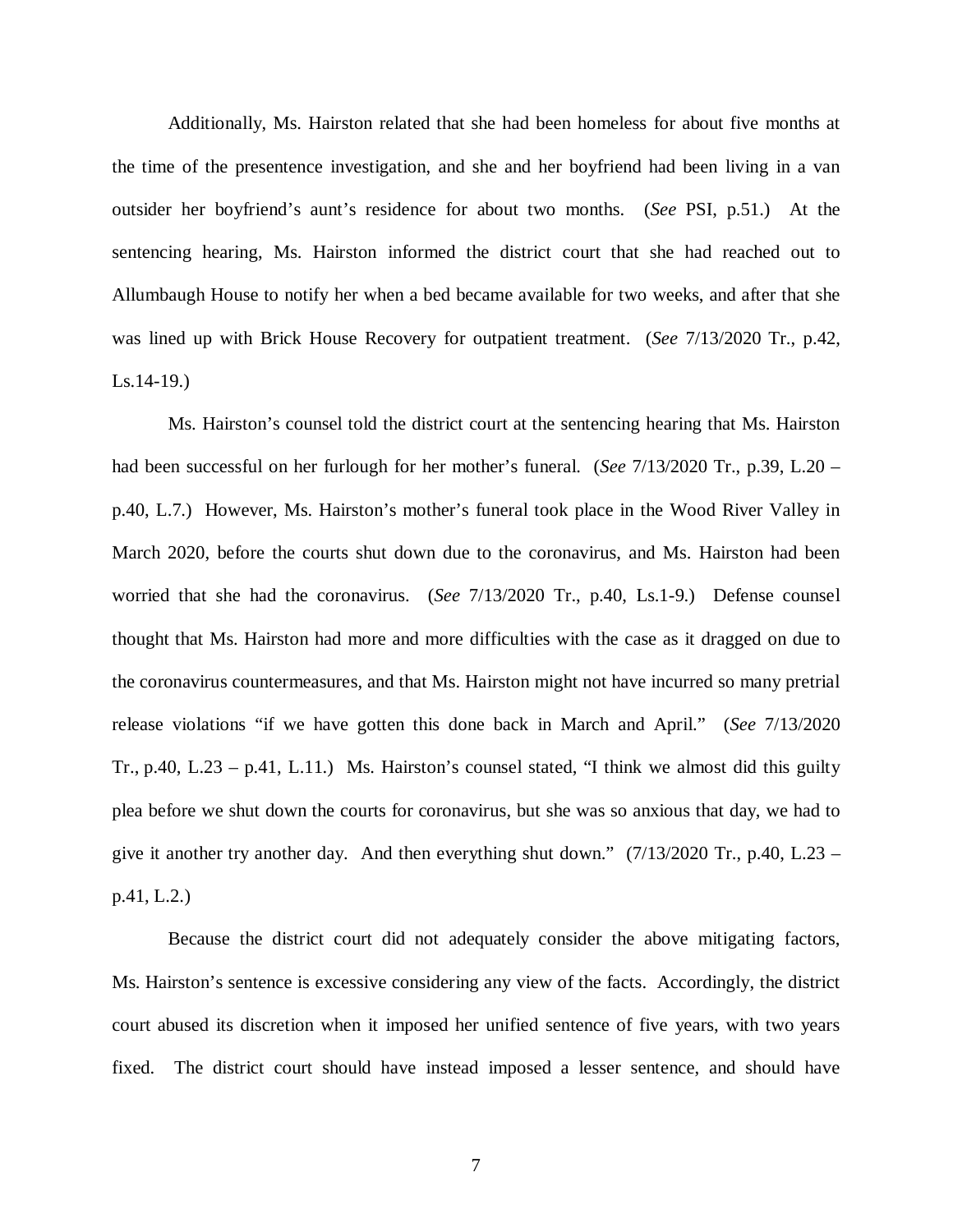Additionally, Ms. Hairston related that she had been homeless for about five months at the time of the presentence investigation, and she and her boyfriend had been living in a van outsider her boyfriend's aunt's residence for about two months. (*See* PSI, p.51.) At the sentencing hearing, Ms. Hairston informed the district court that she had reached out to Allumbaugh House to notify her when a bed became available for two weeks, and after that she was lined up with Brick House Recovery for outpatient treatment. (*See* 7/13/2020 Tr., p.42, Ls.14-19.)

Ms. Hairston's counsel told the district court at the sentencing hearing that Ms. Hairston had been successful on her furlough for her mother's funeral. (*See* 7/13/2020 Tr., p.39, L.20 – p.40, L.7.) However, Ms. Hairston's mother's funeral took place in the Wood River Valley in March 2020, before the courts shut down due to the coronavirus, and Ms. Hairston had been worried that she had the coronavirus. (*See* 7/13/2020 Tr., p.40, Ls.1-9.) Defense counsel thought that Ms. Hairston had more and more difficulties with the case as it dragged on due to the coronavirus countermeasures, and that Ms. Hairston might not have incurred so many pretrial release violations "if we have gotten this done back in March and April." (*See* 7/13/2020 Tr., p.40, L.23 – p.41, L.11.) Ms. Hairston's counsel stated, "I think we almost did this guilty plea before we shut down the courts for coronavirus, but she was so anxious that day, we had to give it another try another day. And then everything shut down." (7/13/2020 Tr., p.40, L.23 – p.41, L.2.)

Because the district court did not adequately consider the above mitigating factors, Ms. Hairston's sentence is excessive considering any view of the facts. Accordingly, the district court abused its discretion when it imposed her unified sentence of five years, with two years fixed. The district court should have instead imposed a lesser sentence, and should have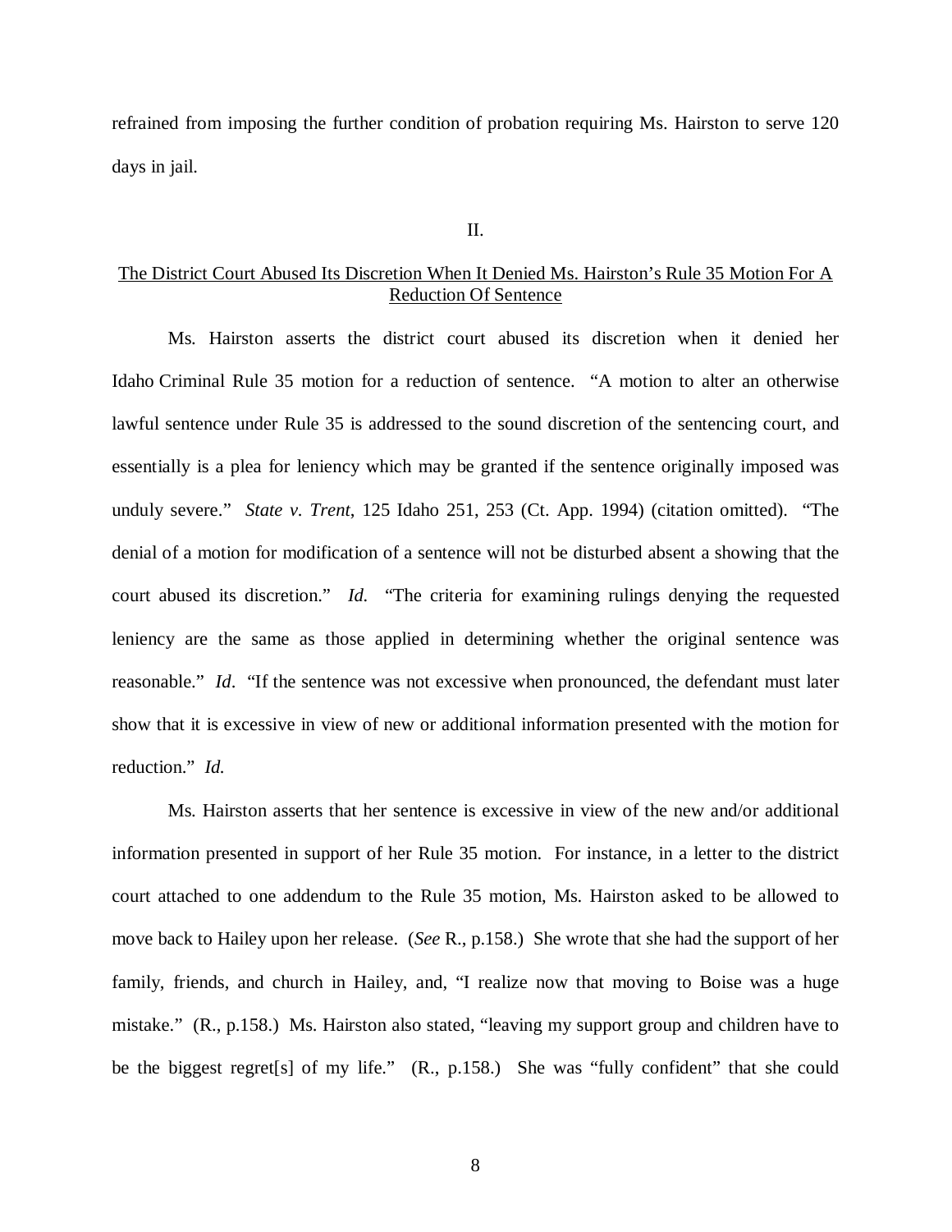refrained from imposing the further condition of probation requiring Ms. Hairston to serve 120 days in jail.

II.

## The District Court Abused Its Discretion When It Denied Ms. Hairston's Rule 35 Motion For A Reduction Of Sentence

Ms. Hairston asserts the district court abused its discretion when it denied her Idaho Criminal Rule 35 motion for a reduction of sentence. "A motion to alter an otherwise lawful sentence under Rule 35 is addressed to the sound discretion of the sentencing court, and essentially is a plea for leniency which may be granted if the sentence originally imposed was unduly severe." *State v. Trent*, 125 Idaho 251, 253 (Ct. App. 1994) (citation omitted). "The denial of a motion for modification of a sentence will not be disturbed absent a showing that the court abused its discretion." *Id.* "The criteria for examining rulings denying the requested leniency are the same as those applied in determining whether the original sentence was reasonable." *Id*. "If the sentence was not excessive when pronounced, the defendant must later show that it is excessive in view of new or additional information presented with the motion for reduction." *Id.*

Ms. Hairston asserts that her sentence is excessive in view of the new and/or additional information presented in support of her Rule 35 motion. For instance, in a letter to the district court attached to one addendum to the Rule 35 motion, Ms. Hairston asked to be allowed to move back to Hailey upon her release. (*See* R., p.158.) She wrote that she had the support of her family, friends, and church in Hailey, and, "I realize now that moving to Boise was a huge mistake." (R., p.158.) Ms. Hairston also stated, "leaving my support group and children have to be the biggest regret[s] of my life." (R., p.158.) She was "fully confident" that she could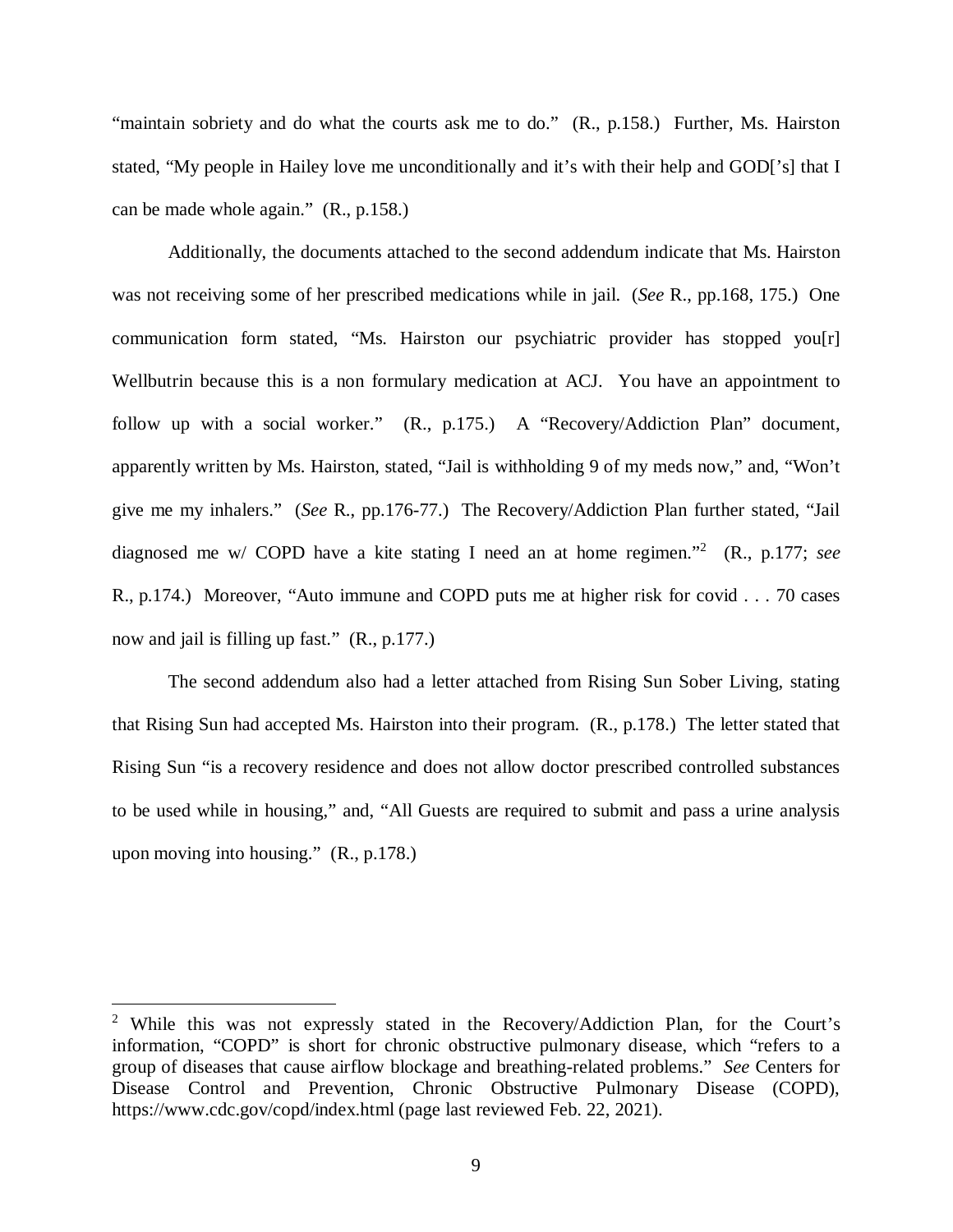"maintain sobriety and do what the courts ask me to do." (R., p.158.) Further, Ms. Hairston stated, "My people in Hailey love me unconditionally and it's with their help and GOD['s] that I can be made whole again." (R., p.158.)

Additionally, the documents attached to the second addendum indicate that Ms. Hairston was not receiving some of her prescribed medications while in jail. (*See* R., pp.168, 175.) One communication form stated, "Ms. Hairston our psychiatric provider has stopped you[r] Wellbutrin because this is a non formulary medication at ACJ. You have an appointment to follow up with a social worker." (R., p.175.) A "Recovery/Addiction Plan" document, apparently written by Ms. Hairston, stated, "Jail is withholding 9 of my meds now," and, "Won't give me my inhalers." (*See* R., pp.176-77.) The Recovery/Addiction Plan further stated, "Jail diagnosed me w/ COPD have a kite stating I need an at home regimen."[2] (R., p.177; *see* R., p.174.) Moreover, "Auto immune and COPD puts me at higher risk for covid . . . 70 cases now and jail is filling up fast." (R., p.177.)

The second addendum also had a letter attached from Rising Sun Sober Living, stating that Rising Sun had accepted Ms. Hairston into their program. (R., p.178.) The letter stated that Rising Sun "is a recovery residence and does not allow doctor prescribed controlled substances to be used while in housing," and, "All Guests are required to submit and pass a urine analysis upon moving into housing." (R., p.178.)

---

[2] While this was not expressly stated in the Recovery/Addiction Plan, for the Court's information, "COPD" is short for chronic obstructive pulmonary disease, which "refers to a group of diseases that cause airflow blockage and breathing-related problems." *See* Centers for Disease Control and Prevention, Chronic Obstructive Pulmonary Disease (COPD), https://www.cdc.gov/copd/index.html (page last reviewed Feb. 22, 2021).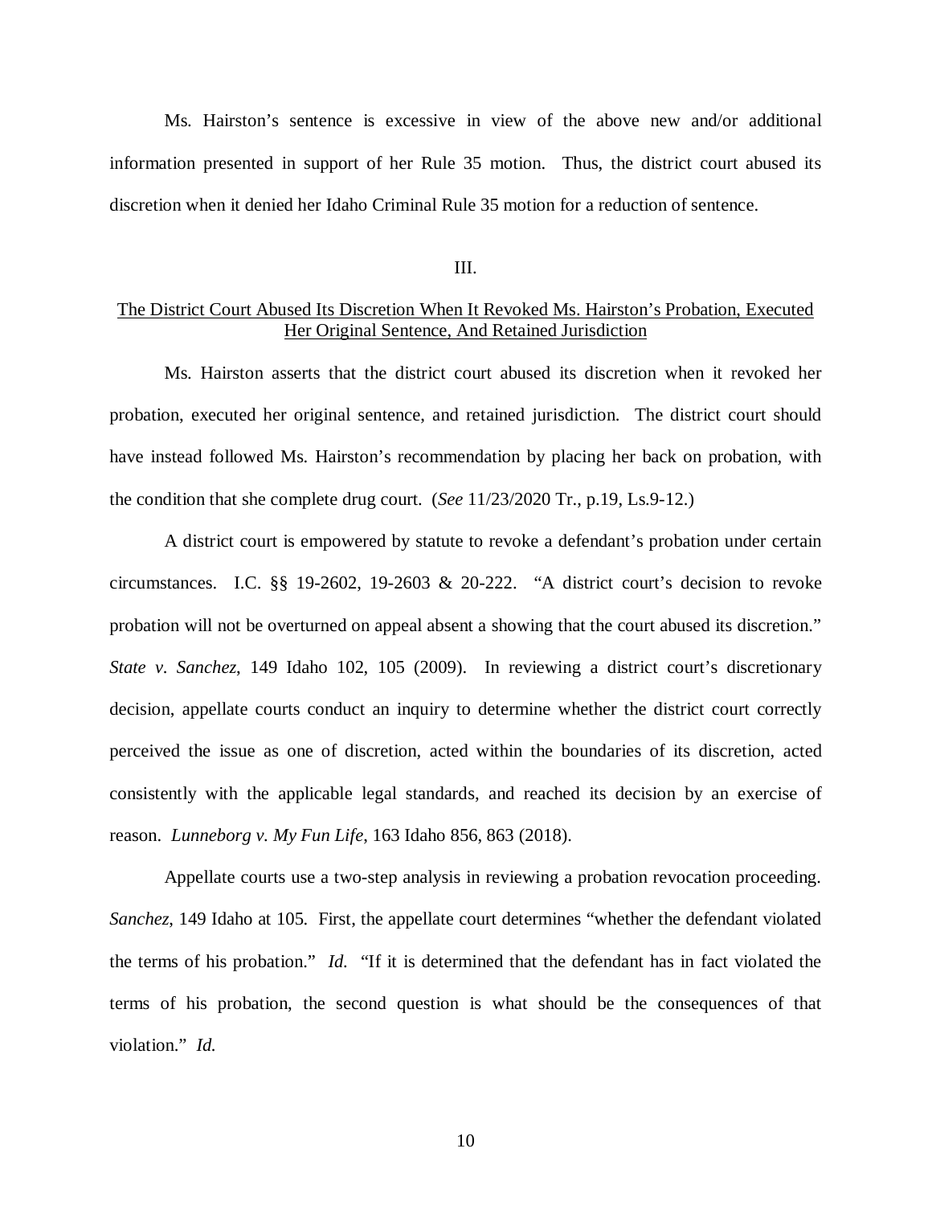Ms. Hairston's sentence is excessive in view of the above new and/or additional information presented in support of her Rule 35 motion. Thus, the district court abused its discretion when it denied her Idaho Criminal Rule 35 motion for a reduction of sentence.

## III.

## The District Court Abused Its Discretion When It Revoked Ms. Hairston's Probation, Executed Her Original Sentence, And Retained Jurisdiction

Ms. Hairston asserts that the district court abused its discretion when it revoked her probation, executed her original sentence, and retained jurisdiction. The district court should have instead followed Ms. Hairston's recommendation by placing her back on probation, with the condition that she complete drug court. (*See* 11/23/2020 Tr., p.19, Ls.9-12.)

A district court is empowered by statute to revoke a defendant's probation under certain circumstances. I.C. §§ 19-2602, 19-2603 & 20-222. "A district court's decision to revoke probation will not be overturned on appeal absent a showing that the court abused its discretion." *State v. Sanchez*, 149 Idaho 102, 105 (2009). In reviewing a district court's discretionary decision, appellate courts conduct an inquiry to determine whether the district court correctly perceived the issue as one of discretion, acted within the boundaries of its discretion, acted consistently with the applicable legal standards, and reached its decision by an exercise of reason. *Lunneborg v. My Fun Life*, 163 Idaho 856, 863 (2018).

Appellate courts use a two-step analysis in reviewing a probation revocation proceeding. *Sanchez*, 149 Idaho at 105. First, the appellate court determines "whether the defendant violated the terms of his probation." *Id.* "If it is determined that the defendant has in fact violated the terms of his probation, the second question is what should be the consequences of that violation." *Id.*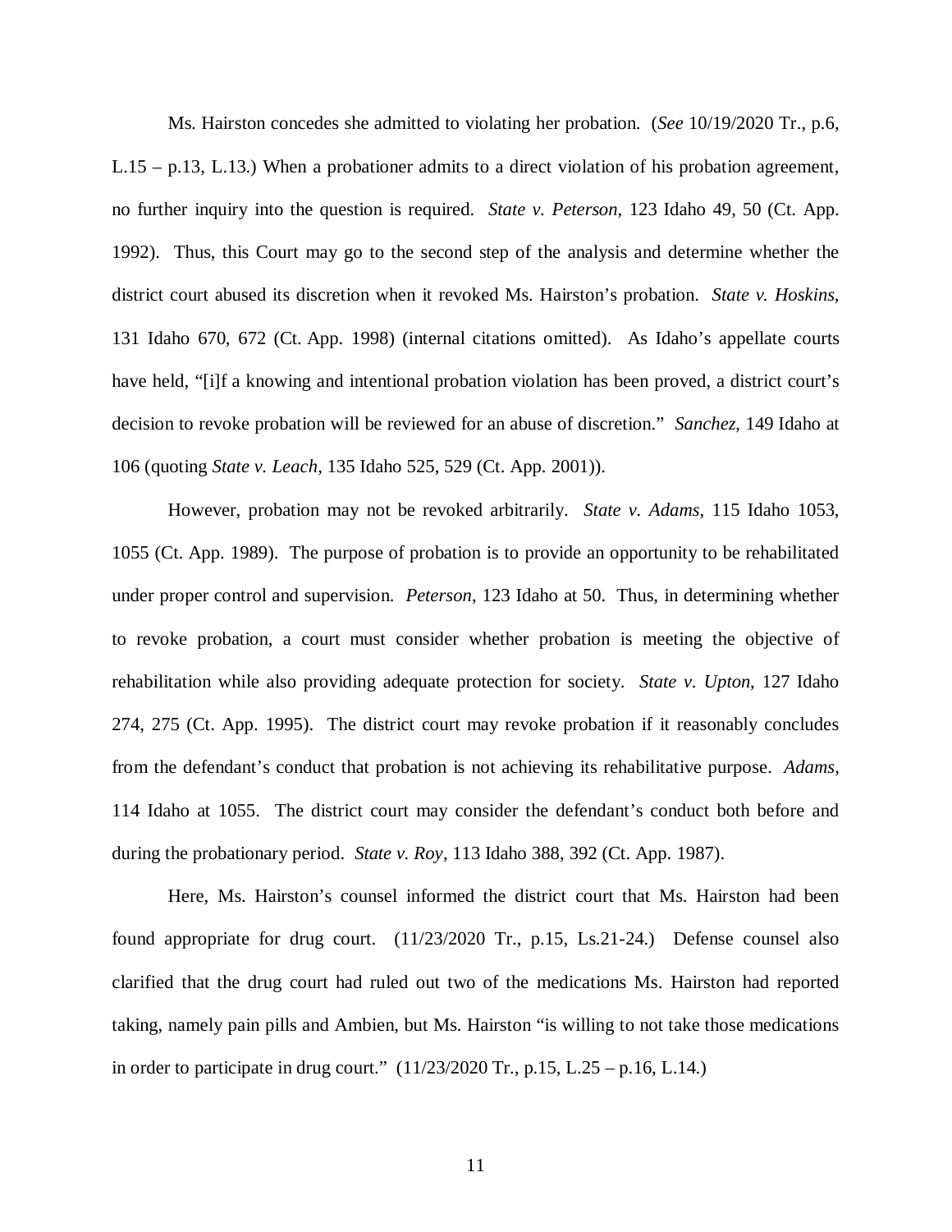Ms. Hairston concedes she admitted to violating her probation. (*See* 10/19/2020 Tr., p.6, L.15 – p.13, L.13.) When a probationer admits to a direct violation of his probation agreement, no further inquiry into the question is required. *State v. Peterson*, 123 Idaho 49, 50 (Ct. App. 1992). Thus, this Court may go to the second step of the analysis and determine whether the district court abused its discretion when it revoked Ms. Hairston's probation. *State v. Hoskins*, 131 Idaho 670, 672 (Ct. App. 1998) (internal citations omitted). As Idaho's appellate courts have held, "[i]f a knowing and intentional probation violation has been proved, a district court's decision to revoke probation will be reviewed for an abuse of discretion." *Sanchez*, 149 Idaho at 106 (quoting *State v. Leach*, 135 Idaho 525, 529 (Ct. App. 2001)).

However, probation may not be revoked arbitrarily. *State v. Adams*, 115 Idaho 1053, 1055 (Ct. App. 1989). The purpose of probation is to provide an opportunity to be rehabilitated under proper control and supervision. *Peterson*, 123 Idaho at 50. Thus, in determining whether to revoke probation, a court must consider whether probation is meeting the objective of rehabilitation while also providing adequate protection for society. *State v. Upton*, 127 Idaho 274, 275 (Ct. App. 1995). The district court may revoke probation if it reasonably concludes from the defendant's conduct that probation is not achieving its rehabilitative purpose. *Adams*, 114 Idaho at 1055. The district court may consider the defendant's conduct both before and during the probationary period. *State v. Roy*, 113 Idaho 388, 392 (Ct. App. 1987).

Here, Ms. Hairston's counsel informed the district court that Ms. Hairston had been found appropriate for drug court. (11/23/2020 Tr., p.15, Ls.21-24.) Defense counsel also clarified that the drug court had ruled out two of the medications Ms. Hairston had reported taking, namely pain pills and Ambien, but Ms. Hairston "is willing to not take those medications in order to participate in drug court." (11/23/2020 Tr., p.15, L.25 – p.16, L.14.)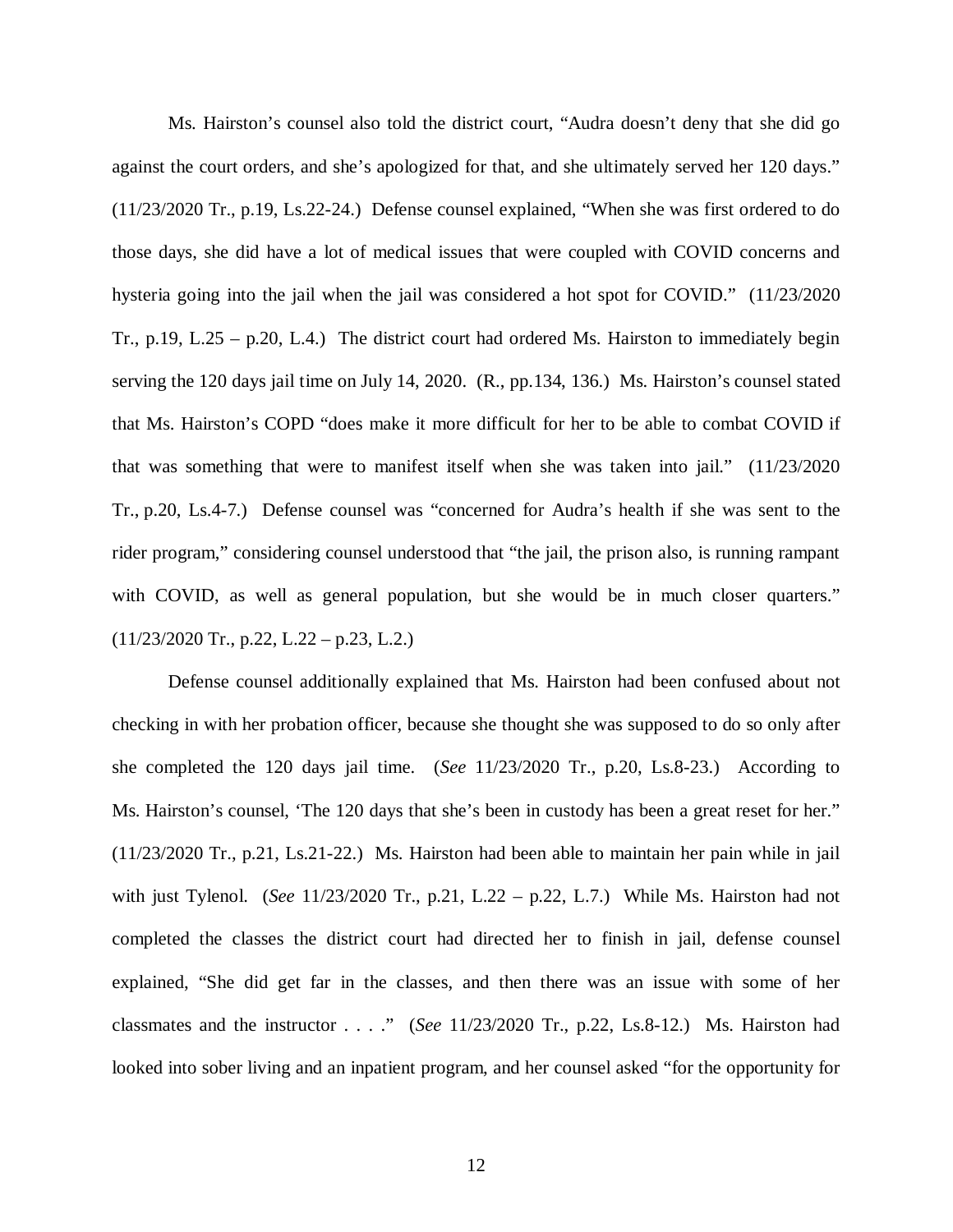Ms. Hairston's counsel also told the district court, "Audra doesn't deny that she did go against the court orders, and she's apologized for that, and she ultimately served her 120 days." (11/23/2020 Tr., p.19, Ls.22-24.) Defense counsel explained, "When she was first ordered to do those days, she did have a lot of medical issues that were coupled with COVID concerns and hysteria going into the jail when the jail was considered a hot spot for COVID." (11/23/2020 Tr., p.19, L.25 – p.20, L.4.) The district court had ordered Ms. Hairston to immediately begin serving the 120 days jail time on July 14, 2020. (R., pp.134, 136.) Ms. Hairston's counsel stated that Ms. Hairston's COPD "does make it more difficult for her to be able to combat COVID if that was something that were to manifest itself when she was taken into jail." (11/23/2020 Tr., p.20, Ls.4-7.) Defense counsel was "concerned for Audra's health if she was sent to the rider program," considering counsel understood that "the jail, the prison also, is running rampant with COVID, as well as general population, but she would be in much closer quarters." (11/23/2020 Tr., p.22, L.22 – p.23, L.2.)

Defense counsel additionally explained that Ms. Hairston had been confused about not checking in with her probation officer, because she thought she was supposed to do so only after she completed the 120 days jail time. (*See* 11/23/2020 Tr., p.20, Ls.8-23.) According to Ms. Hairston's counsel, 'The 120 days that she's been in custody has been a great reset for her." (11/23/2020 Tr., p.21, Ls.21-22.) Ms. Hairston had been able to maintain her pain while in jail with just Tylenol. (*See* 11/23/2020 Tr., p.21, L.22 – p.22, L.7.) While Ms. Hairston had not completed the classes the district court had directed her to finish in jail, defense counsel explained, "She did get far in the classes, and then there was an issue with some of her classmates and the instructor . . . ." (*See* 11/23/2020 Tr., p.22, Ls.8-12.) Ms. Hairston had looked into sober living and an inpatient program, and her counsel asked "for the opportunity for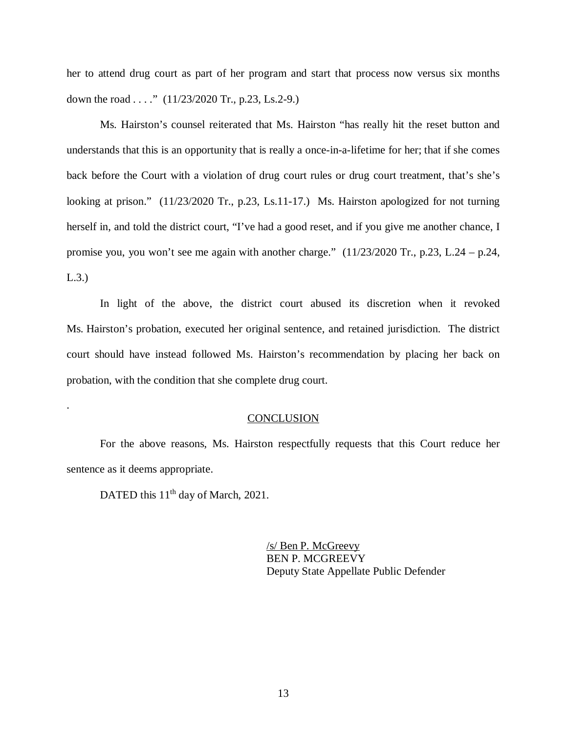her to attend drug court as part of her program and start that process now versus six months down the road . . . ." (11/23/2020 Tr., p.23, Ls.2-9.)

Ms. Hairston's counsel reiterated that Ms. Hairston "has really hit the reset button and understands that this is an opportunity that is really a once-in-a-lifetime for her; that if she comes back before the Court with a violation of drug court rules or drug court treatment, that's she's looking at prison." (11/23/2020 Tr., p.23, Ls.11-17.) Ms. Hairston apologized for not turning herself in, and told the district court, "I've had a good reset, and if you give me another chance, I promise you, you won't see me again with another charge." (11/23/2020 Tr., p.23, L.24 – p.24, L.3.)

In light of the above, the district court abused its discretion when it revoked Ms. Hairston's probation, executed her original sentence, and retained jurisdiction. The district court should have instead followed Ms. Hairston's recommendation by placing her back on probation, with the condition that she complete drug court.

.

## CONCLUSION

For the above reasons, Ms. Hairston respectfully requests that this Court reduce her sentence as it deems appropriate.

DATED this 11th day of March, 2021.

/s/ Ben P. McGreevy
BEN P. MCGREEVY
Deputy State Appellate Public Defender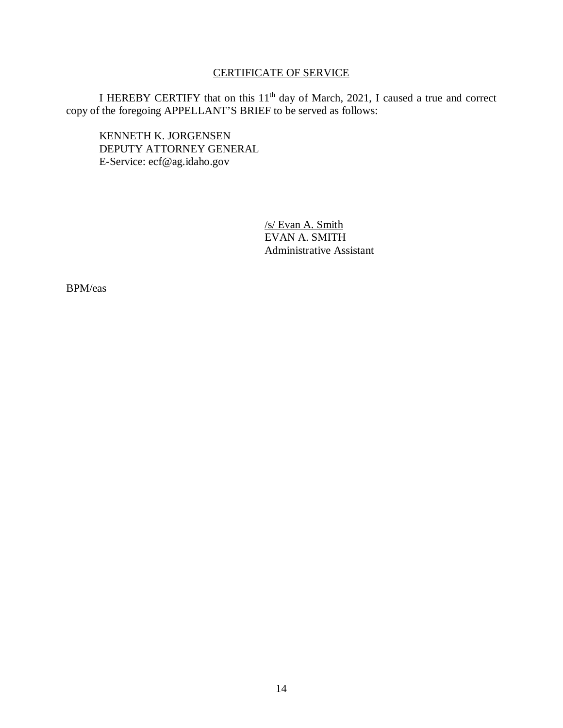CERTIFICATE OF SERVICE

I HEREBY CERTIFY that on this 11th day of March, 2021, I caused a true and correct copy of the foregoing APPELLANT'S BRIEF to be served as follows:

KENNETH K. JORGENSEN
DEPUTY ATTORNEY GENERAL
E-Service: ecf@ag.idaho.gov

/s/ Evan A. Smith
EVAN A. SMITH
Administrative Assistant

BPM/eas